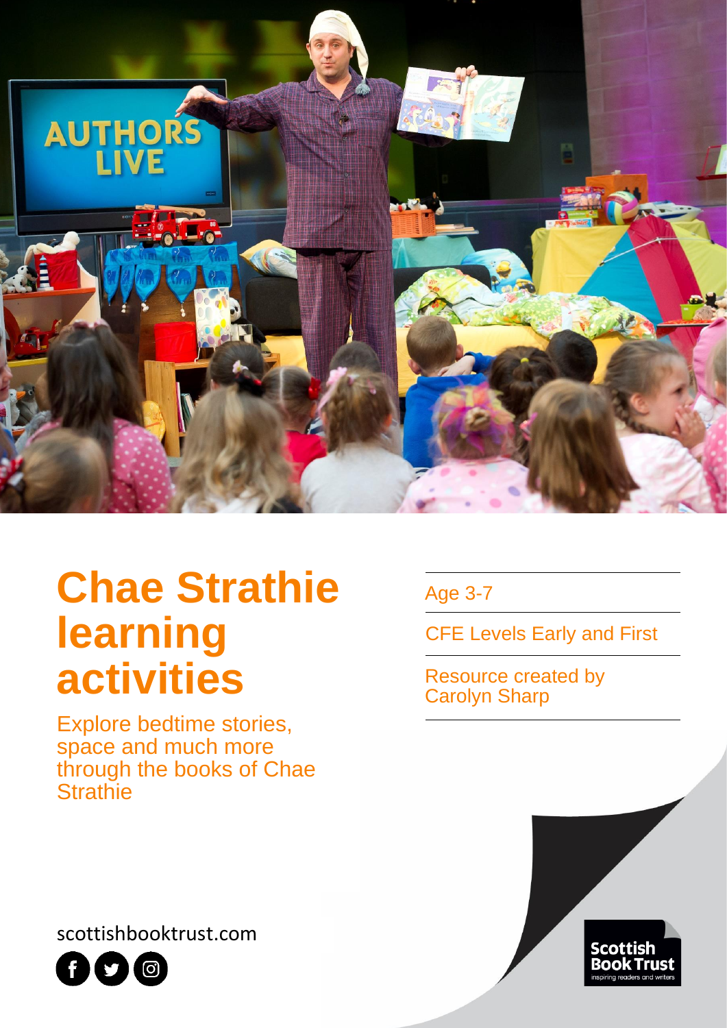# Chae Strathie learning activities

Explore bedtime stories, space and much more through the books of Chae Strathie

Age 3-7

CFE Levels Early and First

Resource created by Carolyn Sharp

scottishbooktrust.com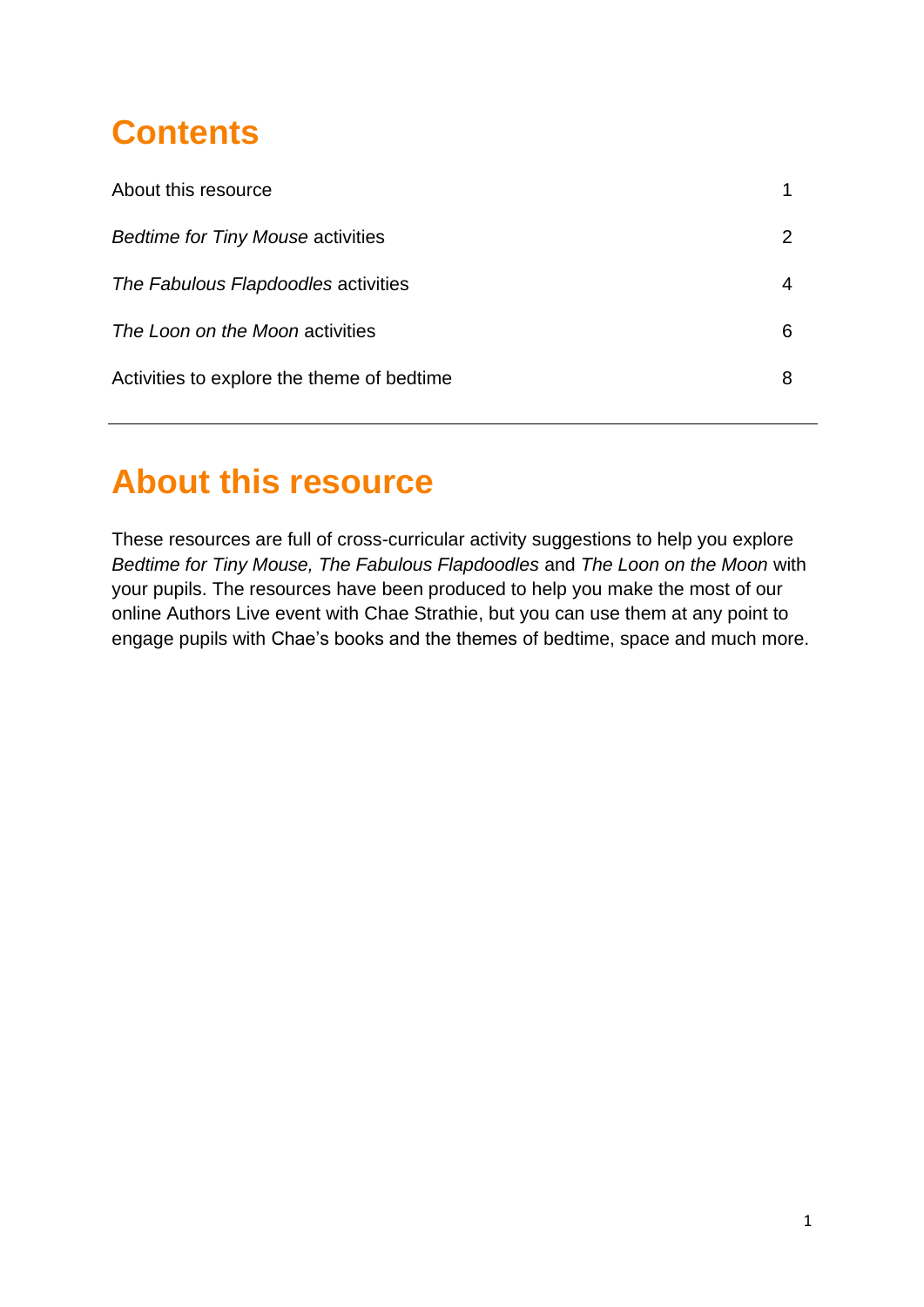# Contents

| | |
|---|---|
| About this resource | 1 |
| *Bedtime for Tiny Mouse* activities | 2 |
| *The Fabulous Flapdoodles* activities | 4 |
| *The Loon on the Moon* activities | 6 |
| Activities to explore the theme of bedtime | 8 |

---

# About this resource

These resources are full of cross-curricular activity suggestions to help you explore *Bedtime for Tiny Mouse, The Fabulous Flapdoodles* and *The Loon on the Moon* with your pupils. The resources have been produced to help you make the most of our online Authors Live event with Chae Strathie, but you can use them at any point to engage pupils with Chae's books and the themes of bedtime, space and much more.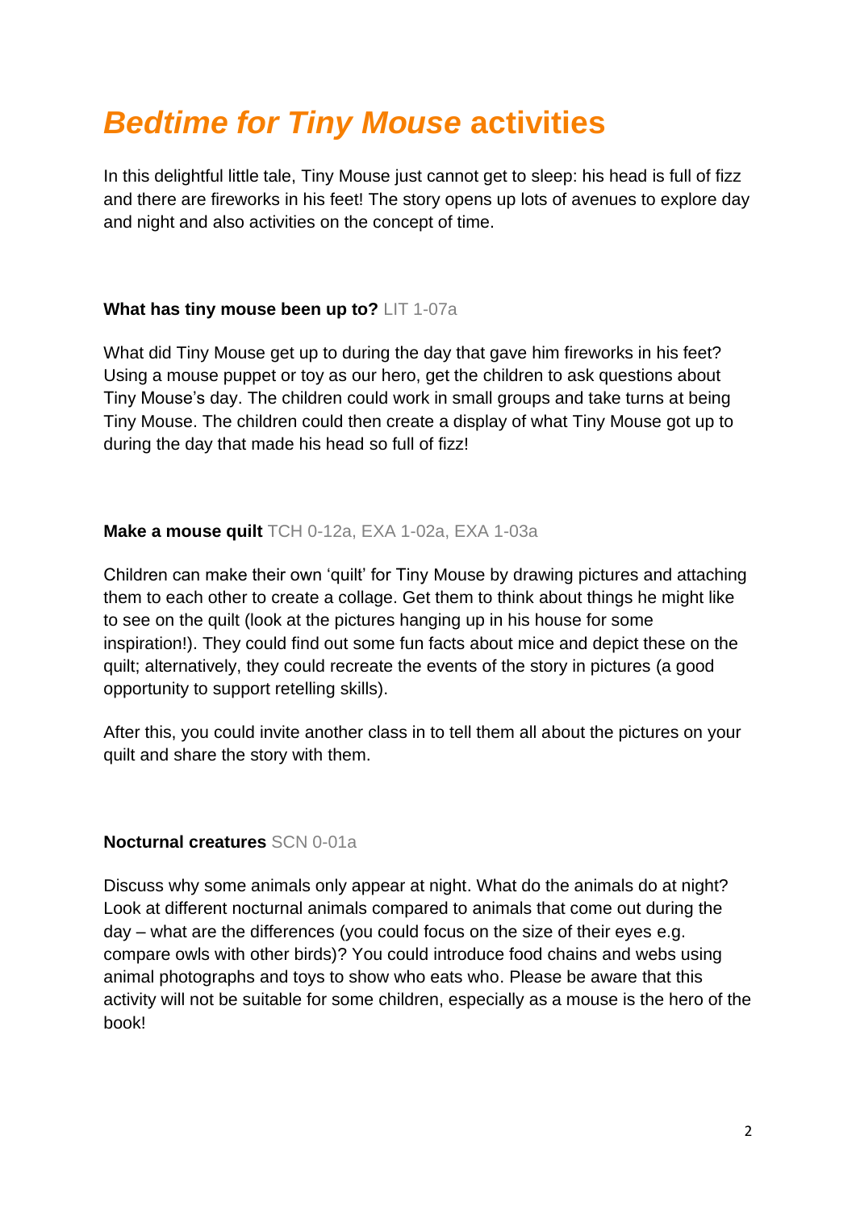# *Bedtime for Tiny Mouse* activities

In this delightful little tale, Tiny Mouse just cannot get to sleep: his head is full of fizz and there are fireworks in his feet! The story opens up lots of avenues to explore day and night and also activities on the concept of time.

**What has tiny mouse been up to?** LIT 1-07a

What did Tiny Mouse get up to during the day that gave him fireworks in his feet? Using a mouse puppet or toy as our hero, get the children to ask questions about Tiny Mouse's day. The children could work in small groups and take turns at being Tiny Mouse. The children could then create a display of what Tiny Mouse got up to during the day that made his head so full of fizz!

**Make a mouse quilt** TCH 0-12a, EXA 1-02a, EXA 1-03a

Children can make their own 'quilt' for Tiny Mouse by drawing pictures and attaching them to each other to create a collage. Get them to think about things he might like to see on the quilt (look at the pictures hanging up in his house for some inspiration!). They could find out some fun facts about mice and depict these on the quilt; alternatively, they could recreate the events of the story in pictures (a good opportunity to support retelling skills).

After this, you could invite another class in to tell them all about the pictures on your quilt and share the story with them.

**Nocturnal creatures** SCN 0-01a

Discuss why some animals only appear at night. What do the animals do at night? Look at different nocturnal animals compared to animals that come out during the day – what are the differences (you could focus on the size of their eyes e.g. compare owls with other birds)? You could introduce food chains and webs using animal photographs and toys to show who eats who. Please be aware that this activity will not be suitable for some children, especially as a mouse is the hero of the book!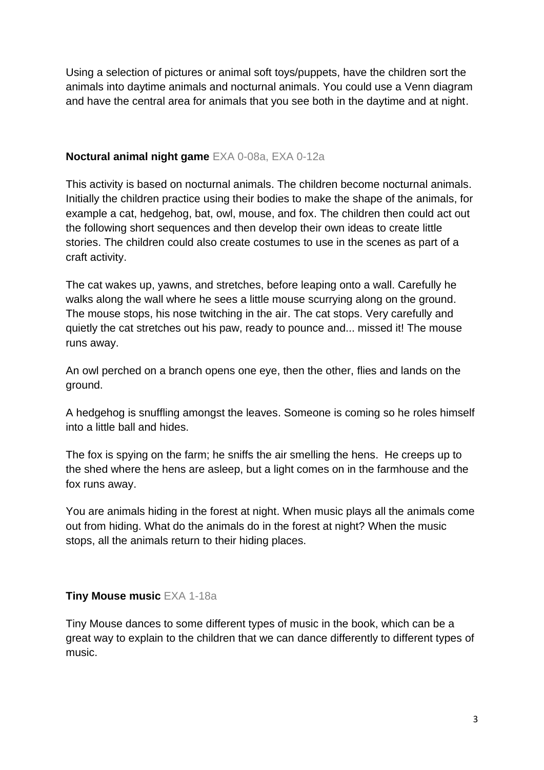Using a selection of pictures or animal soft toys/puppets, have the children sort the animals into daytime animals and nocturnal animals. You could use a Venn diagram and have the central area for animals that you see both in the daytime and at night.

**Noctural animal night game** EXA 0-08a, EXA 0-12a

This activity is based on nocturnal animals. The children become nocturnal animals. Initially the children practice using their bodies to make the shape of the animals, for example a cat, hedgehog, bat, owl, mouse, and fox. The children then could act out the following short sequences and then develop their own ideas to create little stories. The children could also create costumes to use in the scenes as part of a craft activity.

The cat wakes up, yawns, and stretches, before leaping onto a wall. Carefully he walks along the wall where he sees a little mouse scurrying along on the ground. The mouse stops, his nose twitching in the air. The cat stops. Very carefully and quietly the cat stretches out his paw, ready to pounce and... missed it! The mouse runs away.

An owl perched on a branch opens one eye, then the other, flies and lands on the ground.

A hedgehog is snuffling amongst the leaves. Someone is coming so he roles himself into a little ball and hides.

The fox is spying on the farm; he sniffs the air smelling the hens. He creeps up to the shed where the hens are asleep, but a light comes on in the farmhouse and the fox runs away.

You are animals hiding in the forest at night. When music plays all the animals come out from hiding. What do the animals do in the forest at night? When the music stops, all the animals return to their hiding places.

**Tiny Mouse music** EXA 1-18a

Tiny Mouse dances to some different types of music in the book, which can be a great way to explain to the children that we can dance differently to different types of music.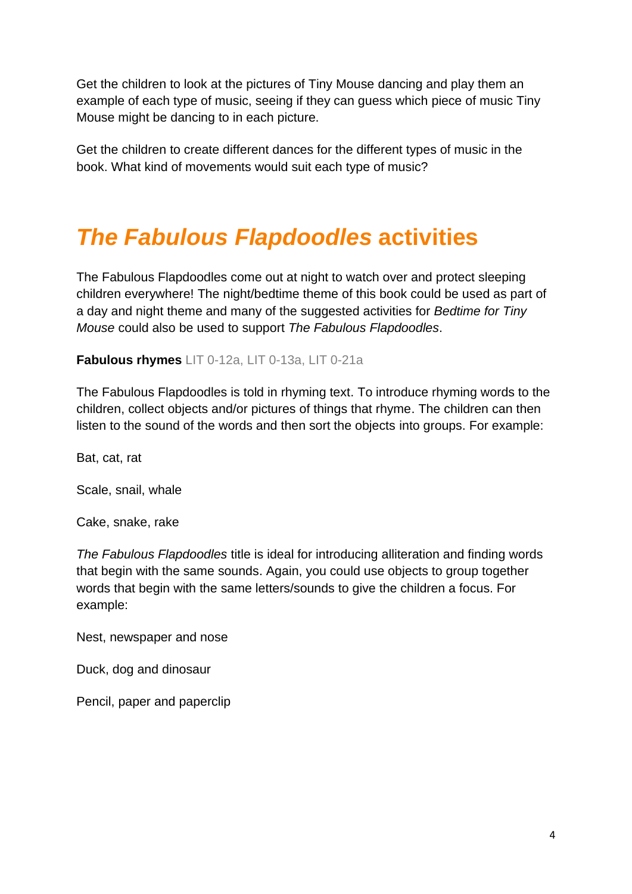Get the children to look at the pictures of Tiny Mouse dancing and play them an example of each type of music, seeing if they can guess which piece of music Tiny Mouse might be dancing to in each picture.

Get the children to create different dances for the different types of music in the book. What kind of movements would suit each type of music?

## *The Fabulous Flapdoodles* activities

The Fabulous Flapdoodles come out at night to watch over and protect sleeping children everywhere! The night/bedtime theme of this book could be used as part of a day and night theme and many of the suggested activities for *Bedtime for Tiny Mouse* could also be used to support *The Fabulous Flapdoodles*.

**Fabulous rhymes** LIT 0-12a, LIT 0-13a, LIT 0-21a

The Fabulous Flapdoodles is told in rhyming text. To introduce rhyming words to the children, collect objects and/or pictures of things that rhyme. The children can then listen to the sound of the words and then sort the objects into groups. For example:

Bat, cat, rat

Scale, snail, whale

Cake, snake, rake

*The Fabulous Flapdoodles* title is ideal for introducing alliteration and finding words that begin with the same sounds. Again, you could use objects to group together words that begin with the same letters/sounds to give the children a focus. For example:

Nest, newspaper and nose

Duck, dog and dinosaur

Pencil, paper and paperclip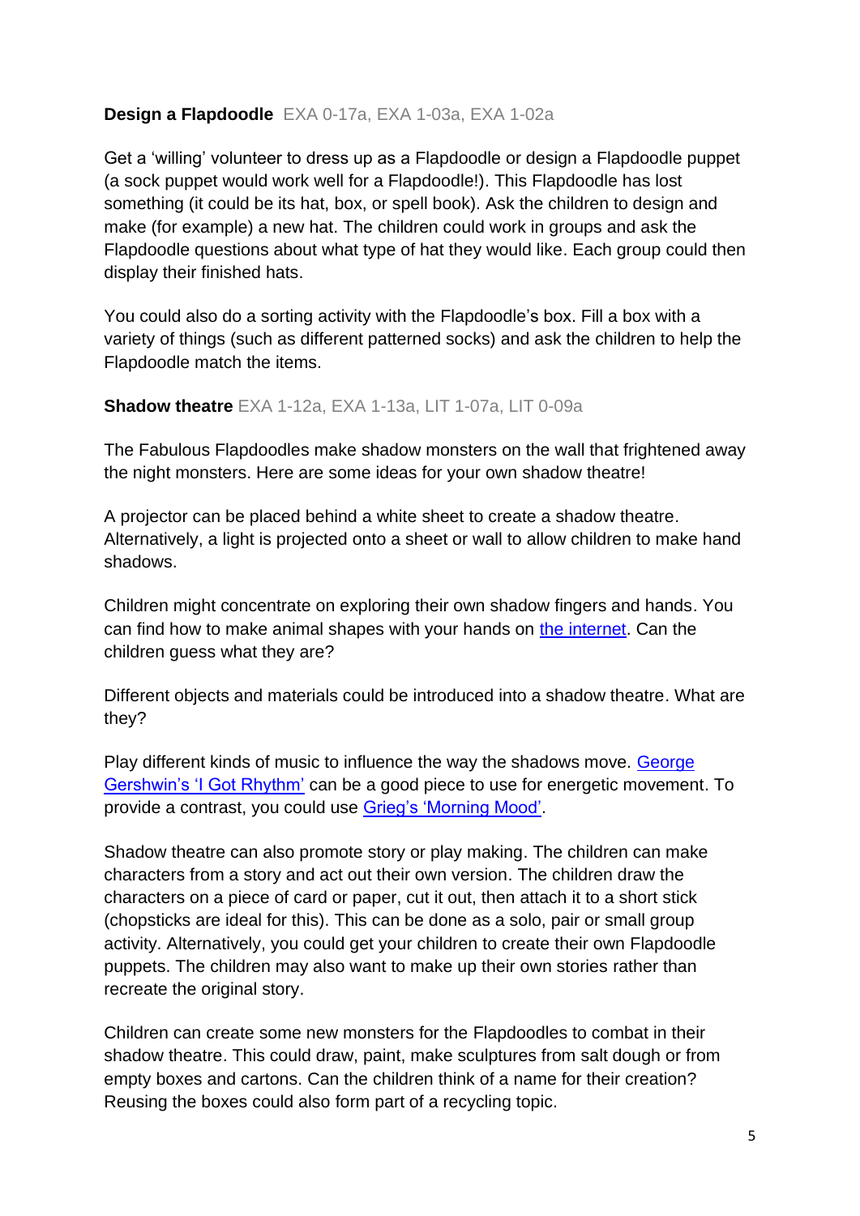**Design a Flapdoodle** EXA 0-17a, EXA 1-03a, EXA 1-02a

Get a 'willing' volunteer to dress up as a Flapdoodle or design a Flapdoodle puppet (a sock puppet would work well for a Flapdoodle!). This Flapdoodle has lost something (it could be its hat, box, or spell book). Ask the children to design and make (for example) a new hat. The children could work in groups and ask the Flapdoodle questions about what type of hat they would like. Each group could then display their finished hats.

You could also do a sorting activity with the Flapdoodle's box. Fill a box with a variety of things (such as different patterned socks) and ask the children to help the Flapdoodle match the items.

**Shadow theatre** EXA 1-12a, EXA 1-13a, LIT 1-07a, LIT 0-09a

The Fabulous Flapdoodles make shadow monsters on the wall that frightened away the night monsters. Here are some ideas for your own shadow theatre!

A projector can be placed behind a white sheet to create a shadow theatre. Alternatively, a light is projected onto a sheet or wall to allow children to make hand shadows.

Children might concentrate on exploring their own shadow fingers and hands. You can find how to make animal shapes with your hands on the internet. Can the children guess what they are?

Different objects and materials could be introduced into a shadow theatre. What are they?

Play different kinds of music to influence the way the shadows move. George Gershwin's 'I Got Rhythm' can be a good piece to use for energetic movement. To provide a contrast, you could use Grieg's 'Morning Mood'.

Shadow theatre can also promote story or play making. The children can make characters from a story and act out their own version. The children draw the characters on a piece of card or paper, cut it out, then attach it to a short stick (chopsticks are ideal for this). This can be done as a solo, pair or small group activity. Alternatively, you could get your children to create their own Flapdoodle puppets. The children may also want to make up their own stories rather than recreate the original story.

Children can create some new monsters for the Flapdoodles to combat in their shadow theatre. This could draw, paint, make sculptures from salt dough or from empty boxes and cartons. Can the children think of a name for their creation? Reusing the boxes could also form part of a recycling topic.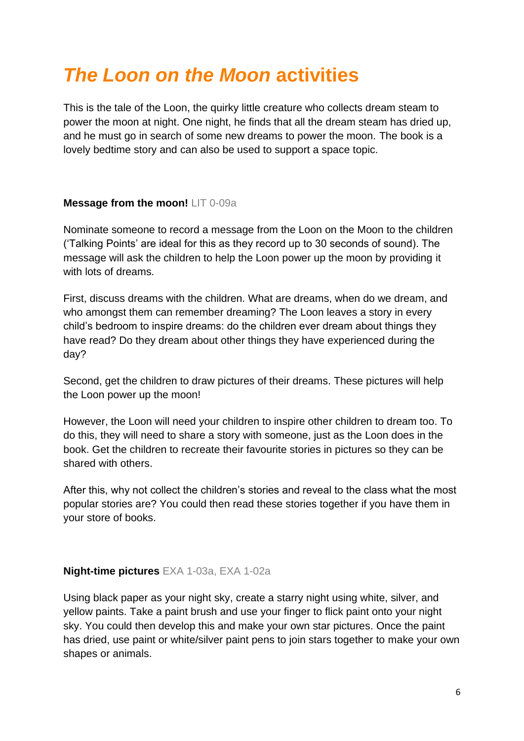# *The Loon on the Moon* activities

This is the tale of the Loon, the quirky little creature who collects dream steam to power the moon at night. One night, he finds that all the dream steam has dried up, and he must go in search of some new dreams to power the moon. The book is a lovely bedtime story and can also be used to support a space topic.

**Message from the moon!** LIT 0-09a

Nominate someone to record a message from the Loon on the Moon to the children ('Talking Points' are ideal for this as they record up to 30 seconds of sound). The message will ask the children to help the Loon power up the moon by providing it with lots of dreams.

First, discuss dreams with the children. What are dreams, when do we dream, and who amongst them can remember dreaming? The Loon leaves a story in every child's bedroom to inspire dreams: do the children ever dream about things they have read? Do they dream about other things they have experienced during the day?

Second, get the children to draw pictures of their dreams. These pictures will help the Loon power up the moon!

However, the Loon will need your children to inspire other children to dream too. To do this, they will need to share a story with someone, just as the Loon does in the book. Get the children to recreate their favourite stories in pictures so they can be shared with others.

After this, why not collect the children's stories and reveal to the class what the most popular stories are? You could then read these stories together if you have them in your store of books.

**Night-time pictures** EXA 1-03a, EXA 1-02a

Using black paper as your night sky, create a starry night using white, silver, and yellow paints. Take a paint brush and use your finger to flick paint onto your night sky. You could then develop this and make your own star pictures. Once the paint has dried, use paint or white/silver paint pens to join stars together to make your own shapes or animals.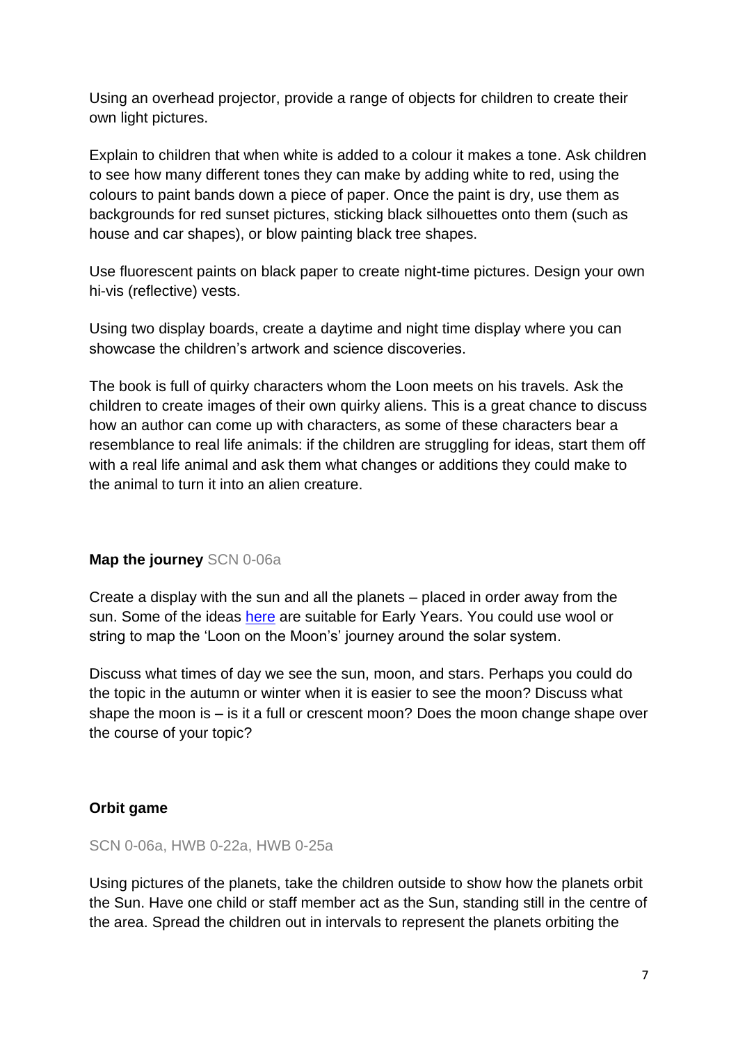Using an overhead projector, provide a range of objects for children to create their own light pictures.

Explain to children that when white is added to a colour it makes a tone. Ask children to see how many different tones they can make by adding white to red, using the colours to paint bands down a piece of paper. Once the paint is dry, use them as backgrounds for red sunset pictures, sticking black silhouettes onto them (such as house and car shapes), or blow painting black tree shapes.

Use fluorescent paints on black paper to create night-time pictures. Design your own hi-vis (reflective) vests.

Using two display boards, create a daytime and night time display where you can showcase the children's artwork and science discoveries.

The book is full of quirky characters whom the Loon meets on his travels. Ask the children to create images of their own quirky aliens. This is a great chance to discuss how an author can come up with characters, as some of these characters bear a resemblance to real life animals: if the children are struggling for ideas, start them off with a real life animal and ask them what changes or additions they could make to the animal to turn it into an alien creature.

**Map the journey** SCN 0-06a

Create a display with the sun and all the planets – placed in order away from the sun. Some of the ideas [here] are suitable for Early Years. You could use wool or string to map the 'Loon on the Moon's' journey around the solar system.

Discuss what times of day we see the sun, moon, and stars. Perhaps you could do the topic in the autumn or winter when it is easier to see the moon? Discuss what shape the moon is – is it a full or crescent moon? Does the moon change shape over the course of your topic?

**Orbit game**

SCN 0-06a, HWB 0-22a, HWB 0-25a

Using pictures of the planets, take the children outside to show how the planets orbit the Sun. Have one child or staff member act as the Sun, standing still in the centre of the area. Spread the children out in intervals to represent the planets orbiting the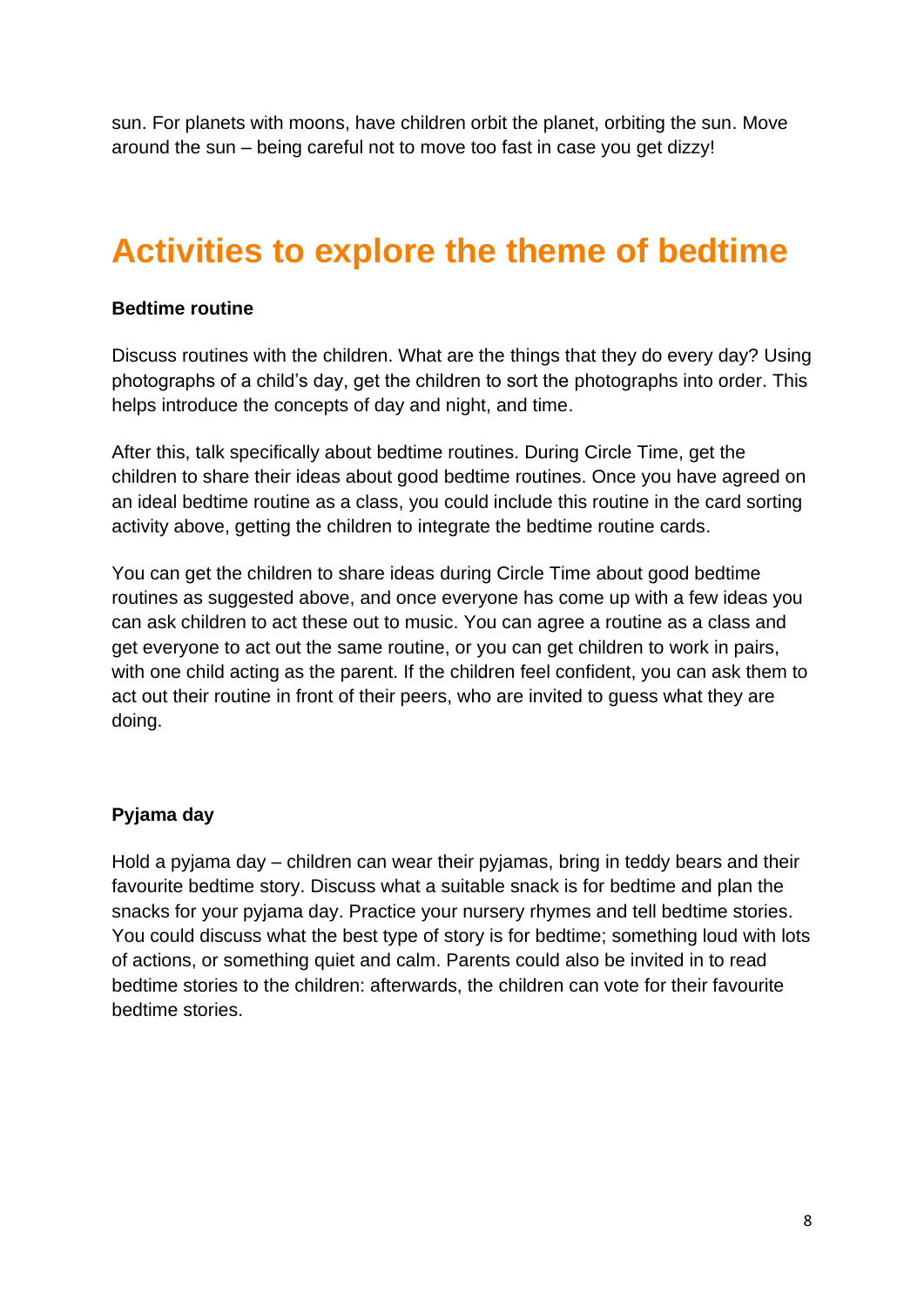sun. For planets with moons, have children orbit the planet, orbiting the sun. Move around the sun – being careful not to move too fast in case you get dizzy!

## Activities to explore the theme of bedtime

**Bedtime routine**

Discuss routines with the children. What are the things that they do every day? Using photographs of a child's day, get the children to sort the photographs into order. This helps introduce the concepts of day and night, and time.

After this, talk specifically about bedtime routines. During Circle Time, get the children to share their ideas about good bedtime routines. Once you have agreed on an ideal bedtime routine as a class, you could include this routine in the card sorting activity above, getting the children to integrate the bedtime routine cards.

You can get the children to share ideas during Circle Time about good bedtime routines as suggested above, and once everyone has come up with a few ideas you can ask children to act these out to music. You can agree a routine as a class and get everyone to act out the same routine, or you can get children to work in pairs, with one child acting as the parent. If the children feel confident, you can ask them to act out their routine in front of their peers, who are invited to guess what they are doing.

**Pyjama day**

Hold a pyjama day – children can wear their pyjamas, bring in teddy bears and their favourite bedtime story. Discuss what a suitable snack is for bedtime and plan the snacks for your pyjama day. Practice your nursery rhymes and tell bedtime stories. You could discuss what the best type of story is for bedtime; something loud with lots of actions, or something quiet and calm. Parents could also be invited in to read bedtime stories to the children: afterwards, the children can vote for their favourite bedtime stories.